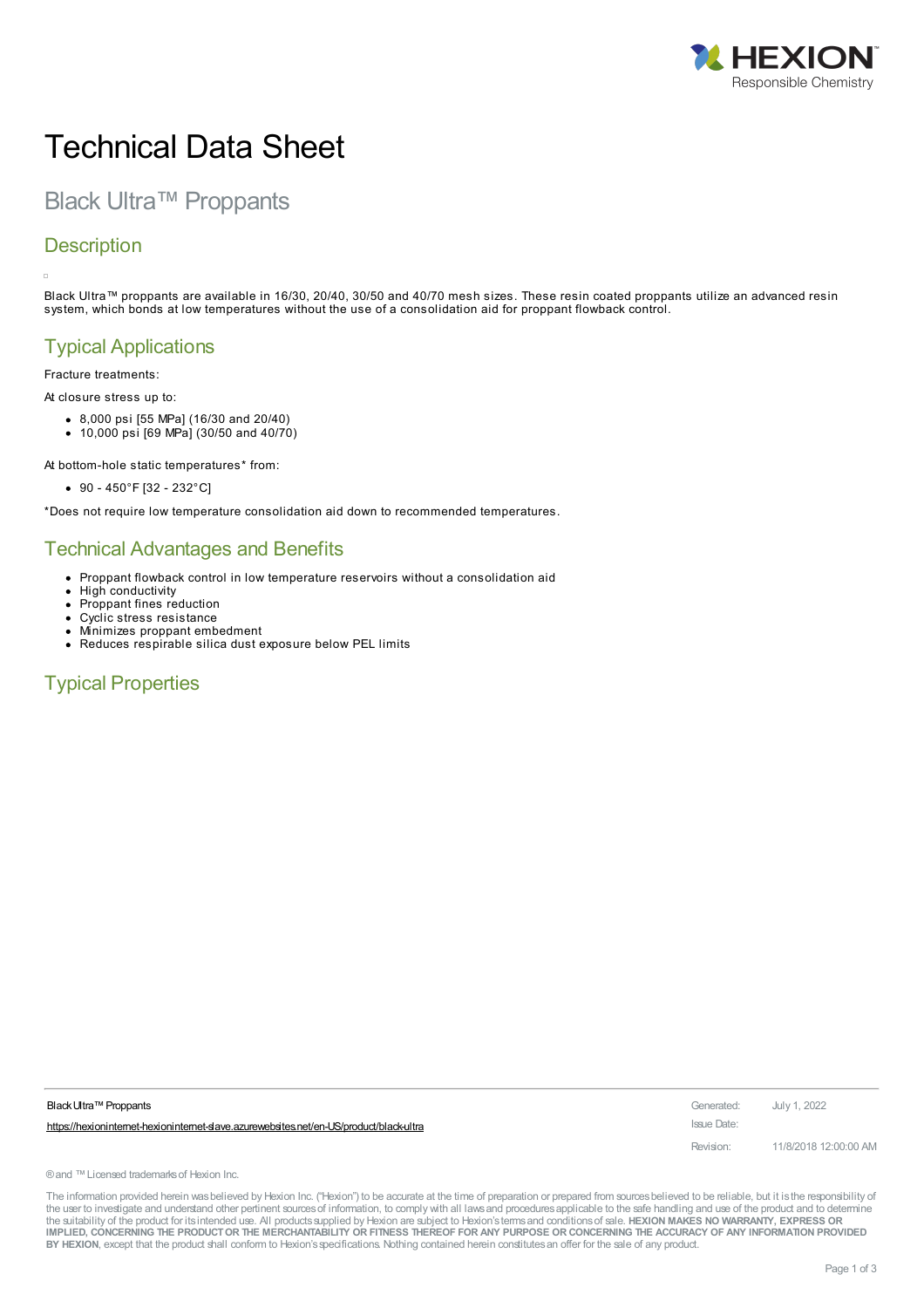# Technical Data Sheet

## Black Ultra™ Proppants

### Description

Black Ultra™ proppants are available in 16/30, 20/40, 30/50 and 40/70 mesh sizes. These resin coated proppants utilize an advanced resin system, which bonds at low temperatures without the use of a consolidation aid for proppant flowback control.

### Typical Applications

Fracture treatments:

At closure stress up to:

- 8,000 psi [55 MPa] (16/30 and 20/40)
- 10,000 psi [69 MPa] (30/50 and 40/70)

At bottom-hole static temperatures* from:

- 90 - 450°F [32 - 232°C]

*Does not require low temperature consolidation aid down to recommended temperatures.

### Technical Advantages and Benefits

- Proppant flowback control in low temperature reservoirs without a consolidation aid
- High conductivity
- Proppant fines reduction
- Cyclic stress resistance
- Minimizes proppant embedment
- Reduces respirable silica dust exposure below PEL limits

### Typical Properties

Black Ultra™ Proppants

https://hexioninternet-hexioninternet-slave.azurewebsites.net/en-US/product/black-ultra

Generated: July 1, 2022

Issue Date:

Revision: 11/8/2018 12:00:00 AM

® and ™ Licensed trademarks of Hexion Inc.

The information provided herein was believed by Hexion Inc. ("Hexion") to be accurate at the time of preparation or prepared from sources believed to be reliable, but it is the responsibility of the user to investigate and understand other pertinent sources of information, to comply with all laws and procedures applicable to the safe handling and use of the product and to determine the suitability of the product for its intended use. All products supplied by Hexion are subject to Hexion's terms and conditions of sale. **HEXION MAKES NO WARRANTY, EXPRESS OR IMPLIED, CONCERNING THE PRODUCT OR THE MERCHANTABILITY OR FITNESS THEREOF FOR ANY PURPOSE OR CONCERNING THE ACCURACY OF ANY INFORMATION PROVIDED BY HEXION**, except that the product shall conform to Hexion's specifications. Nothing contained herein constitutes an offer for the sale of any product.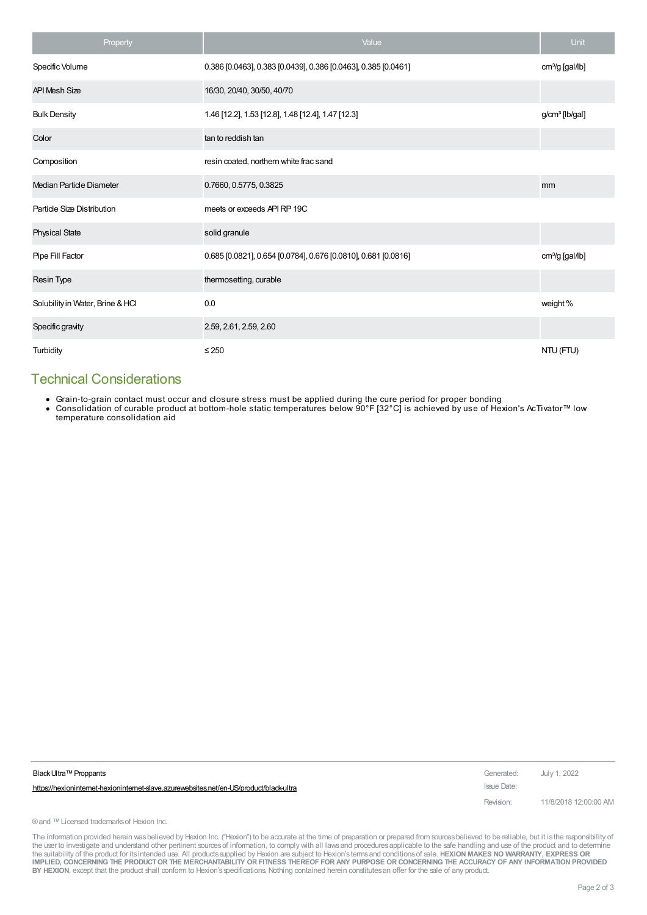| Property | Value | Unit |
|---|---|---|
| Specific Volume | 0.386 [0.0463], 0.383 [0.0439], 0.386 [0.0463], 0.385 [0.0461] | cm³/g [gal/lb] |
| API Mesh Size | 16/30, 20/40, 30/50, 40/70 | |
| Bulk Density | 1.46 [12.2], 1.53 [12.8], 1.48 [12.4], 1.47 [12.3] | g/cm³ [lb/gal] |
| Color | tan to reddish tan | |
| Composition | resin coated, northern white frac sand | |
| Median Particle Diameter | 0.7660, 0.5775, 0.3825 | mm |
| Particle Size Distribution | meets or exceeds API RP 19C | |
| Physical State | solid granule | |
| Pipe Fill Factor | 0.685 [0.0821], 0.654 [0.0784], 0.676 [0.0810], 0.681 [0.0816] | cm³/g [gal/lb] |
| Resin Type | thermosetting, curable | |
| Solubility in Water, Brine & HCl | 0.0 | weight % |
| Specific gravity | 2.59, 2.61, 2.59, 2.60 | |
| Turbidity | ≤ 250 | NTU (FTU) |

## Technical Considerations

- Grain-to-grain contact must occur and closure stress must be applied during the cure period for proper bonding
- Consolidation of curable product at bottom-hole static temperatures below 90°F [32°C] is achieved by use of Hexion's AcTivator™ low temperature consolidation aid

Black Ultra™ Proppants

https://hexioninternet-hexioninternet-slave.azurewebsites.net/en-US/product/black-ultra

Generated: July 1, 2022

Issue Date:

Revision: 11/8/2018 12:00:00 AM

® and ™ Licensed trademarks of Hexion Inc.

The information provided herein was believed by Hexion Inc. ("Hexion") to be accurate at the time of preparation or prepared from sources believed to be reliable, but it is the responsibility of the user to investigate and understand other pertinent sources of information, to comply with all laws and procedures applicable to the safe handling and use of the product and to determine the suitability of the product for its intended use. All products supplied by Hexion are subject to Hexion's terms and conditions of sale. **HEXION MAKES NO WARRANTY, EXPRESS OR IMPLIED, CONCERNING THE PRODUCT OR THE MERCHANTABILITY OR FITNESS THEREOF FOR ANY PURPOSE OR CONCERNING THE ACCURACY OF ANY INFORMATION PROVIDED BY HEXION**, except that the product shall conform to Hexion's specifications. Nothing contained herein constitutes an offer for the sale of any product.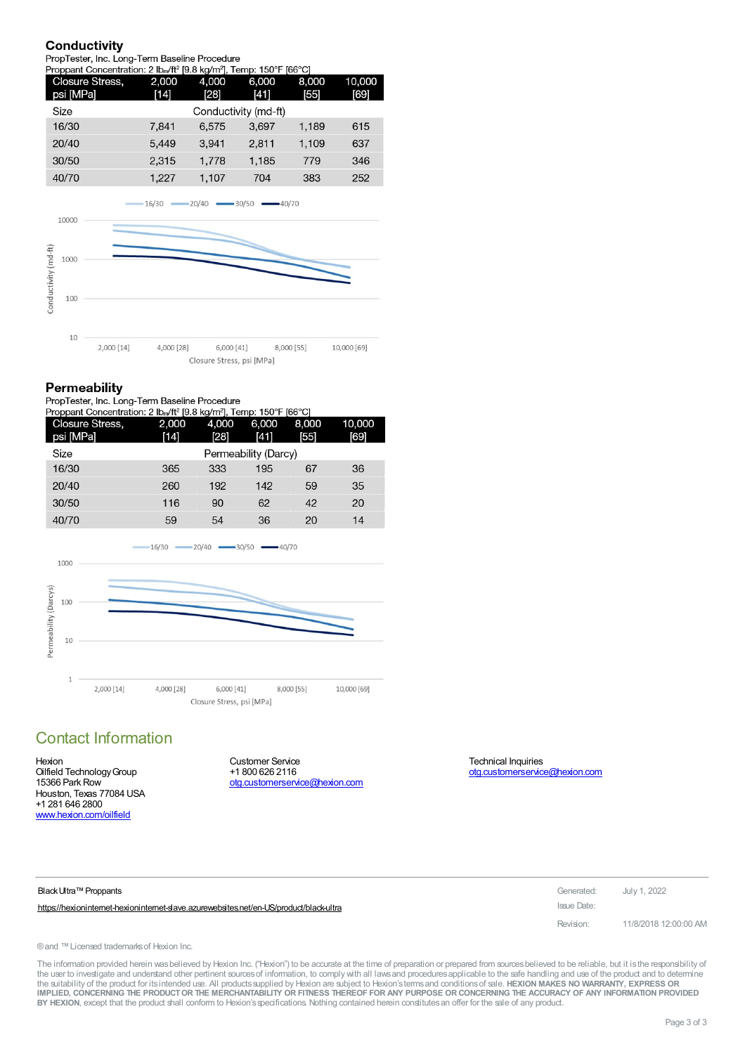## Conductivity

PropTester, Inc. Long-Term Baseline Procedure
Proppant Concentration: 2 $lb_m/ft^2$ [9.8 $kg/m^2$], Temp: 150°F [66°C]

| Closure Stress, psi [MPa] | 2,000 [14] | 4,000 [28] | 6,000 [41] | 8,000 [55] | 10,000 [69] |
|---|---|---|---|---|---|
| Size | Conductivity (md-ft) | | | | |
| 16/30 | 7,841 | 6,575 | 3,697 | 1,189 | 615 |
| 20/40 | 5,449 | 3,941 | 2,811 | 1,109 | 637 |
| 30/50 | 2,315 | 1,778 | 1,185 | 779 | 346 |
| 40/70 | 1,227 | 1,107 | 704 | 383 | 252 |

16/30
20/40
30/50
40/70

10000
1000
100
10

Conductivity (md-ft)

2,000 [14]
4,000 [28]
6,000 [41]
8,000 [55]
10,000 [69]

Closure Stress, psi [MPa]

## Permeability

PropTester, Inc. Long-Term Baseline Procedure
Proppant Concentration: 2 $lb_m/ft^2$ [9.8 $kg/m^2$], Temp: 150°F [66°C]

| Closure Stress, psi [MPa] | 2,000 [14] | 4,000 [28] | 6,000 [41] | 8,000 [55] | 10,000 [69] |
|---|---|---|---|---|---|
| Size | Permeability (Darcy) | | | | |
| 16/30 | 365 | 333 | 195 | 67 | 36 |
| 20/40 | 260 | 192 | 142 | 59 | 35 |
| 30/50 | 116 | 90 | 62 | 42 | 20 |
| 40/70 | 59 | 54 | 36 | 20 | 14 |

16/30
20/40
30/50
40/70

1000
100
10
1

Permeability (Darcys)

2,000 [14]
4,000 [28]
6,000 [41]
8,000 [55]
10,000 [69]

Closure Stress, psi [MPa]

## Contact Information

Hexion
Oilfield Technology Group
15366 Park Row
Houston, Texas 77084 USA
+1 281 646 2800
www.hexion.com/oilfield

Customer Service
+1 800 626 2116
otg.customerservice@hexion.com

Technical Inquiries
otg.customerservice@hexion.com

Black Ultra™ Proppants
https://hexioninternet-hexioninternet-slave.azurewebsites.net/en-US/product/black-ultra

Generated: July 1, 2022
Issue Date:
Revision: 11/8/2018 12:00:00 AM

® and ™ Licensed trademarks of Hexion Inc.

The information provided herein was believed by Hexion Inc. ("Hexion") to be accurate at the time of preparation or prepared from sources believed to be reliable, but it is the responsibility of the user to investigate and understand other pertinent sources of information, to comply with all laws and procedures applicable to the safe handling and use of the product and to determine the suitability of the product for its intended use. All products supplied by Hexion are subject to Hexion's terms and conditions of sale. **HEXION MAKES NO WARRANTY, EXPRESS OR IMPLIED, CONCERNING THE PRODUCT OR THE MERCHANTABILITY OR FITNESS THEREOF FOR ANY PURPOSE OR CONCERNING THE ACCURACY OF ANY INFORMATION PROVIDED BY HEXION**, except that the product shall conform to Hexion's specifications. Nothing contained herein constitutes an offer for the sale of any product.